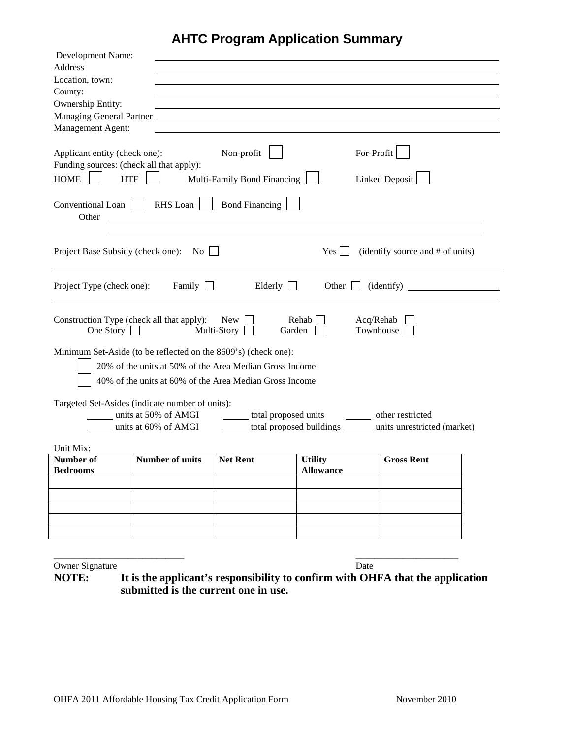# AHTC Program Application Summary

Development Name: ______________________________

Address ______________________________

Location, town: ______________________________

County: ______________________________

Ownership Entity: ______________________________

Managing General Partner ______________________________

Management Agent: ______________________________

Applicant entity (check one): Non-profit ☐ For-Profit ☐

Funding sources: (check all that apply):

HOME ☐ HTF ☐ Multi-Family Bond Financing ☐ Linked Deposit ☐

Conventional Loan ☐ RHS Loan ☐ Bond Financing ☐

Other ______________________________

Project Base Subsidy (check one): No ☐ Yes ☐ (identify source and # of units)

---

Project Type (check one): Family ☐ Elderly ☐ Other ☐ (identify) __________

---

Construction Type (check all that apply): New ☐ Rehab ☐ Acq/Rehab ☐

One Story ☐ Multi-Story ☐ Garden ☐ Townhouse ☐

Minimum Set-Aside (to be reflected on the 8609's) (check one):

☐ 20% of the units at 50% of the Area Median Gross Income

☐ 40% of the units at 60% of the Area Median Gross Income

Targeted Set-Asides (indicate number of units):

_____ units at 50% of AMGI _____ total proposed units _____ other restricted

_____ units at 60% of AMGI _____ total proposed buildings _____ units unrestricted (market)

Unit Mix:

| Number of Bedrooms | Number of units | Net Rent | Utility Allowance | Gross Rent |
|---|---|---|---|---|
| | | | | |
| | | | | |
| | | | | |
| | | | | |
| | | | | |

___________________________ ______________________

Owner Signature Date

**NOTE: It is the applicant's responsibility to confirm with OHFA that the application submitted is the current one in use.**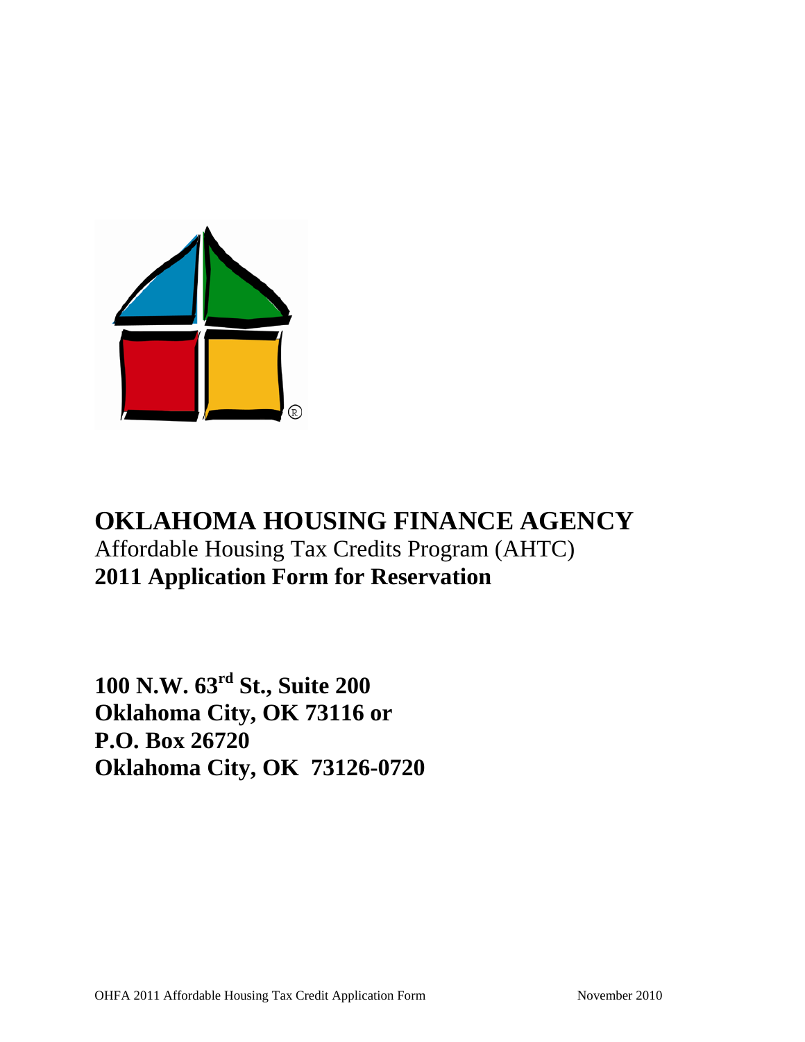# OKLAHOMA HOUSING FINANCE AGENCY

Affordable Housing Tax Credits Program (AHTC)

**2011 Application Form for Reservation**

**100 N.W. 63rd St., Suite 200**
**Oklahoma City, OK 73116 or**
**P.O. Box 26720**
**Oklahoma City, OK 73126-0720**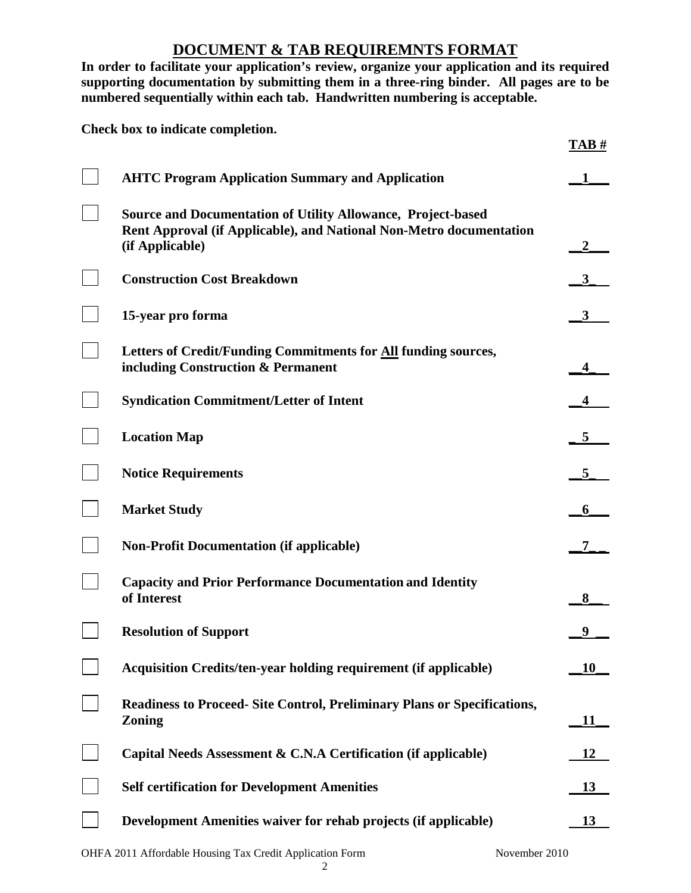# DOCUMENT & TAB REQUIREMNTS FORMAT

**In order to facilitate your application's review, organize your application and its required supporting documentation by submitting them in a three-ring binder. All pages are to be numbered sequentially within each tab. Handwritten numbering is acceptable.**

**Check box to indicate completion.**

| | | TAB # |
|---|---|---|
| ☐ | **AHTC Program Application Summary and Application** | **1** |
| ☐ | **Source and Documentation of Utility Allowance, Project-based Rent Approval (if Applicable), and National Non-Metro documentation (if Applicable)** | **2** |
| ☐ | **Construction Cost Breakdown** | **3** |
| ☐ | **15-year pro forma** | **3** |
| ☐ | **Letters of Credit/Funding Commitments for All funding sources, including Construction & Permanent** | **4** |
| ☐ | **Syndication Commitment/Letter of Intent** | **4** |
| ☐ | **Location Map** | **5** |
| ☐ | **Notice Requirements** | **5** |
| ☐ | **Market Study** | **6** |
| ☐ | **Non-Profit Documentation (if applicable)** | **7** |
| ☐ | **Capacity and Prior Performance Documentation and Identity of Interest** | **8** |
| ☐ | **Resolution of Support** | **9** |
| ☐ | **Acquisition Credits/ten-year holding requirement (if applicable)** | **10** |
| ☐ | **Readiness to Proceed- Site Control, Preliminary Plans or Specifications, Zoning** | **11** |
| ☐ | **Capital Needs Assessment & C.N.A Certification (if applicable)** | **12** |
| ☐ | **Self certification for Development Amenities** | **13** |
| ☐ | **Development Amenities waiver for rehab projects (if applicable)** | **13** |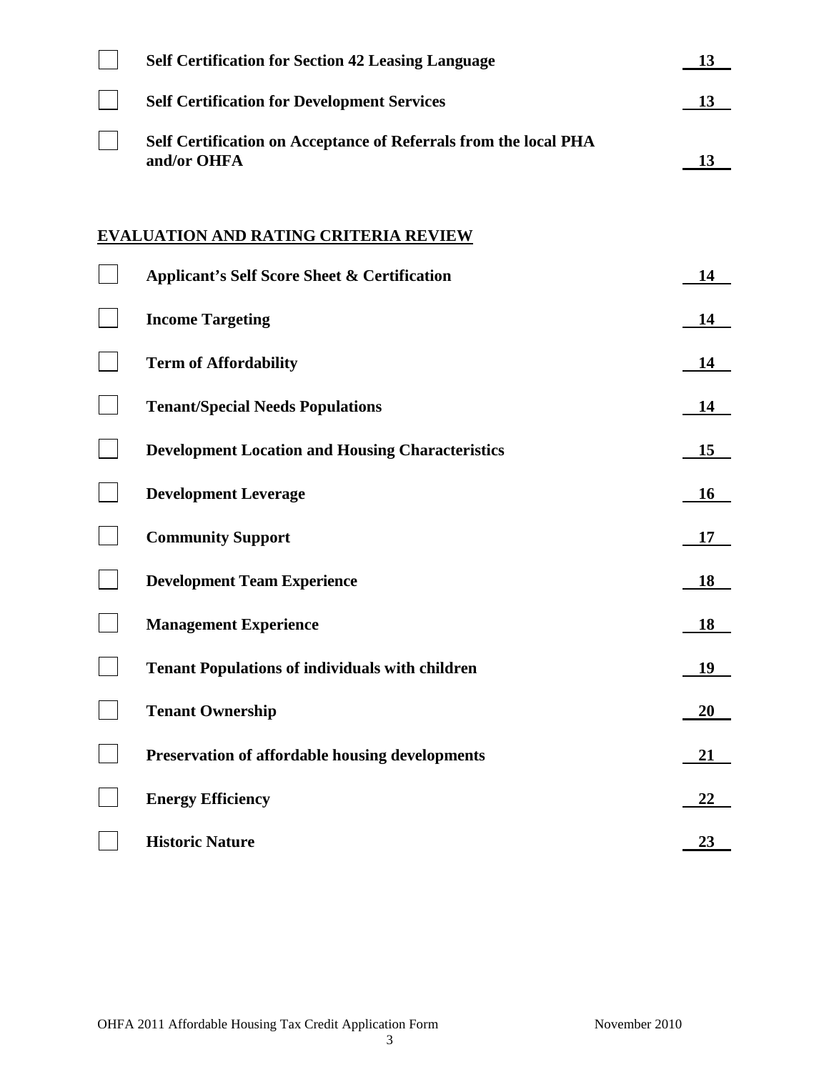- [ ] **Self Certification for Section 42 Leasing Language** — **13**
- [ ] **Self Certification for Development Services** — **13**
- [ ] **Self Certification on Acceptance of Referrals from the local PHA and/or OHFA** — **13**

## EVALUATION AND RATING CRITERIA REVIEW

- [ ] **Applicant's Self Score Sheet & Certification** — **14**
- [ ] **Income Targeting** — **14**
- [ ] **Term of Affordability** — **14**
- [ ] **Tenant/Special Needs Populations** — **14**
- [ ] **Development Location and Housing Characteristics** — **15**
- [ ] **Development Leverage** — **16**
- [ ] **Community Support** — **17**
- [ ] **Development Team Experience** — **18**
- [ ] **Management Experience** — **18**
- [ ] **Tenant Populations of individuals with children** — **19**
- [ ] **Tenant Ownership** — **20**
- [ ] **Preservation of affordable housing developments** — **21**
- [ ] **Energy Efficiency** — **22**
- [ ] **Historic Nature** — **23**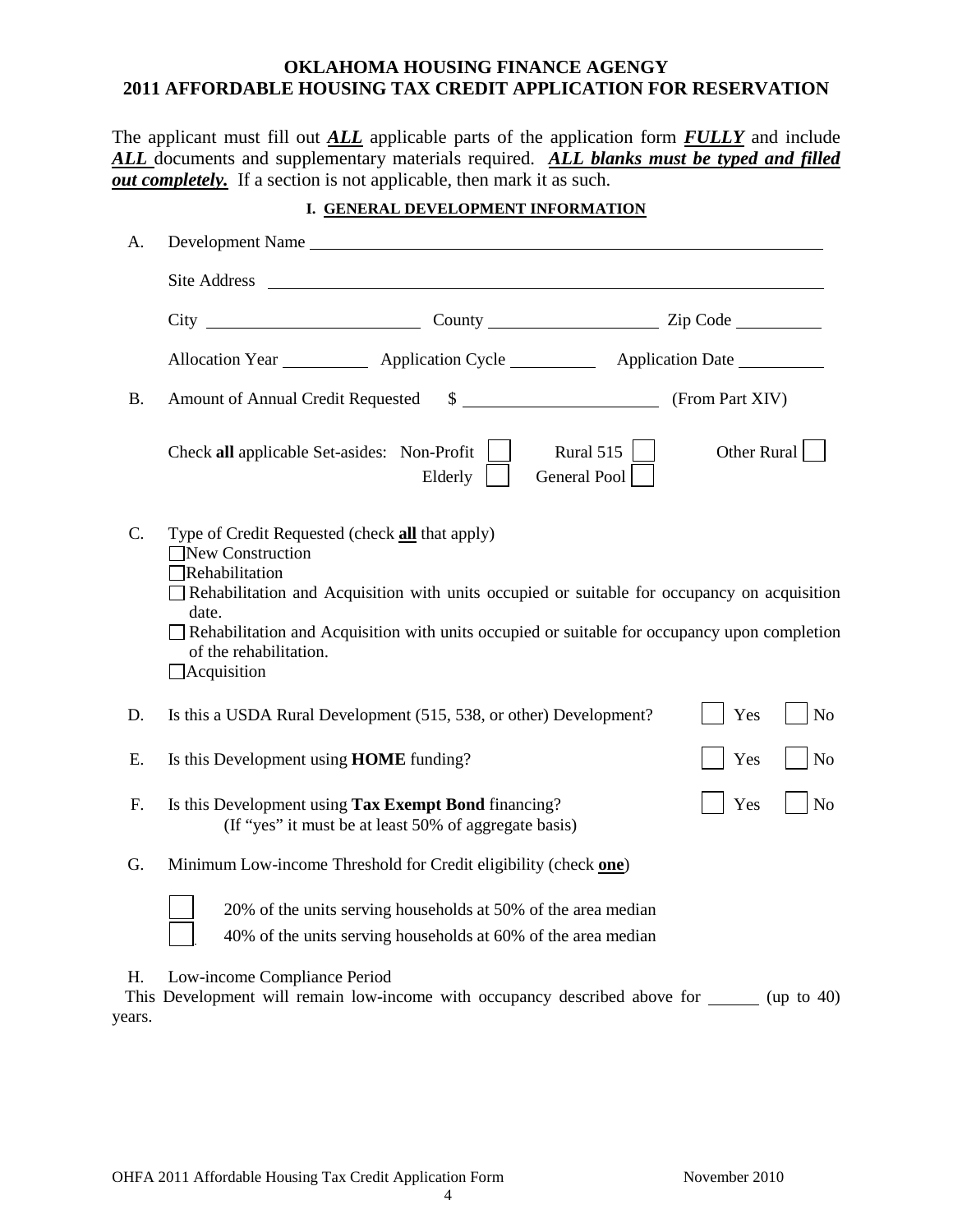# OKLAHOMA HOUSING FINANCE AGENGY
# 2011 AFFORDABLE HOUSING TAX CREDIT APPLICATION FOR RESERVATION

The applicant must fill out ***ALL*** applicable parts of the application form ***FULLY*** and include ***ALL*** documents and supplementary materials required. ***ALL blanks must be typed and filled out completely.*** If a section is not applicable, then mark it as such.

## I. GENERAL DEVELOPMENT INFORMATION

A. Development Name ______________________________

Site Address ______________________________

City ______________ County ______________ Zip Code __________

Allocation Year __________ Application Cycle __________ Application Date __________

B. Amount of Annual Credit Requested $ ______________ (From Part XIV)

Check **all** applicable Set-asides: Non-Profit ☐ Rural 515 ☐ Other Rural ☐ Elderly ☐ General Pool ☐

C. Type of Credit Requested (check **all** that apply)

☐ New Construction
☐ Rehabilitation
☐ Rehabilitation and Acquisition with units occupied or suitable for occupancy on acquisition date.
☐ Rehabilitation and Acquisition with units occupied or suitable for occupancy upon completion of the rehabilitation.
☐ Acquisition

D. Is this a USDA Rural Development (515, 538, or other) Development? ☐ Yes ☐ No

E. Is this Development using **HOME** funding? ☐ Yes ☐ No

F. Is this Development using **Tax Exempt Bond** financing? ☐ Yes ☐ No
(If "yes" it must be at least 50% of aggregate basis)

G. Minimum Low-income Threshold for Credit eligibility (check **one**)

☐ 20% of the units serving households at 50% of the area median
☐ 40% of the units serving households at 60% of the area median

H. Low-income Compliance Period
This Development will remain low-income with occupancy described above for ______ (up to 40) years.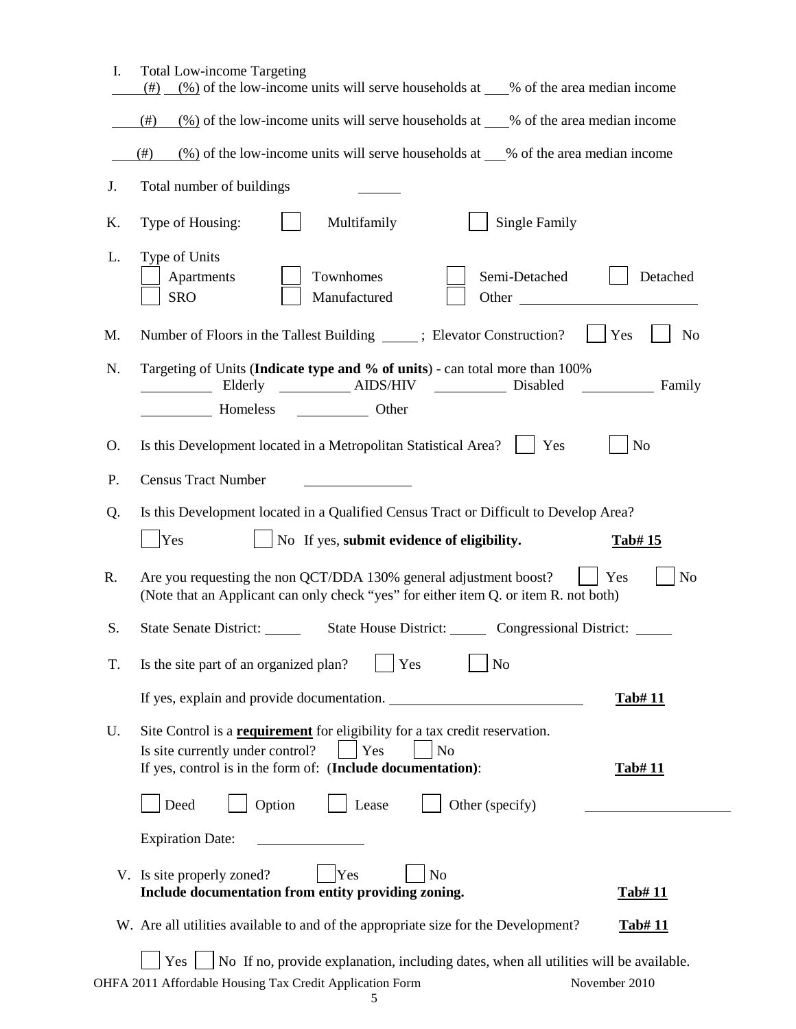I. Total Low-income Targeting

____(#) ____(%) of the low-income units will serve households at ___% of the area median income

____(#) ____(%) of the low-income units will serve households at ___% of the area median income

____(#) ____(%) of the low-income units will serve households at ___% of the area median income

J. Total number of buildings ______

K. Type of Housing: ☐ Multifamily ☐ Single Family

L. Type of Units
☐ Apartments ☐ Townhomes ☐ Semi-Detached ☐ Detached
☐ SRO ☐ Manufactured ☐ Other ____________

M. Number of Floors in the Tallest Building _____; Elevator Construction? ☐ Yes ☐ No

N. Targeting of Units (**Indicate type and % of units**) - can total more than 100%
________ Elderly ________ AIDS/HIV ________ Disabled ________ Family
________ Homeless ________ Other

O. Is this Development located in a Metropolitan Statistical Area? ☐ Yes ☐ No

P. Census Tract Number ____________

Q. Is this Development located in a Qualified Census Tract or Difficult to Develop Area?

☐ Yes ☐ No If yes, **submit evidence of eligibility.** **Tab# 15**

R. Are you requesting the non QCT/DDA 130% general adjustment boost? ☐ Yes ☐ No
(Note that an Applicant can only check "yes" for either item Q. or item R. not both)

S. State Senate District: _____ State House District: _____ Congressional District: _____

T. Is the site part of an organized plan? ☐ Yes ☐ No

If yes, explain and provide documentation. ____________ **Tab# 11**

U. Site Control is a **requirement** for eligibility for a tax credit reservation.
Is site currently under control? ☐ Yes ☐ No
If yes, control is in the form of: (**Include documentation)**: **Tab# 11**

☐ Deed ☐ Option ☐ Lease ☐ Other (specify) ____________

Expiration Date: ____________

V. Is site properly zoned? ☐ Yes ☐ No
**Include documentation from entity providing zoning.** **Tab# 11**

W. Are all utilities available to and of the appropriate size for the Development? **Tab# 11**

☐ Yes ☐ No If no, provide explanation, including dates, when all utilities will be available.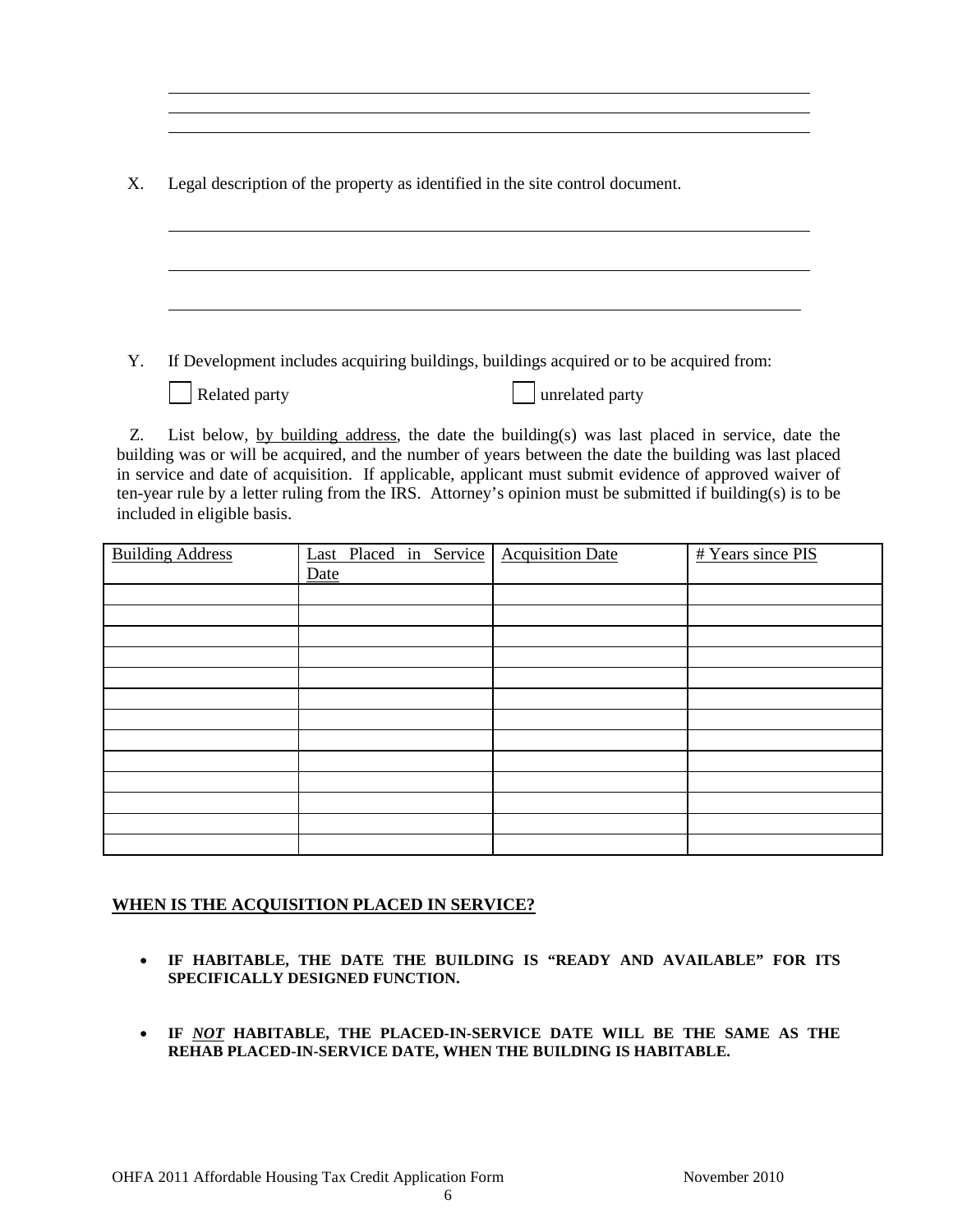X. Legal description of the property as identified in the site control document.

Y. If Development includes acquiring buildings, buildings acquired or to be acquired from:

☐ Related party ☐ unrelated party

Z. List below, by building address, the date the building(s) was last placed in service, date the building was or will be acquired, and the number of years between the date the building was last placed in service and date of acquisition. If applicable, applicant must submit evidence of approved waiver of ten-year rule by a letter ruling from the IRS. Attorney's opinion must be submitted if building(s) is to be included in eligible basis.

| Building Address | Last Placed in Service Date | Acquisition Date | # Years since PIS |
|---|---|---|---|
| | | | |
| | | | |
| | | | |
| | | | |
| | | | |
| | | | |
| | | | |
| | | | |
| | | | |
| | | | |
| | | | |
| | | | |
| | | | |

**WHEN IS THE ACQUISITION PLACED IN SERVICE?**

- **IF HABITABLE, THE DATE THE BUILDING IS "READY AND AVAILABLE" FOR ITS SPECIFICALLY DESIGNED FUNCTION.**

- **IF *NOT* HABITABLE, THE PLACED-IN-SERVICE DATE WILL BE THE SAME AS THE REHAB PLACED-IN-SERVICE DATE, WHEN THE BUILDING IS HABITABLE.**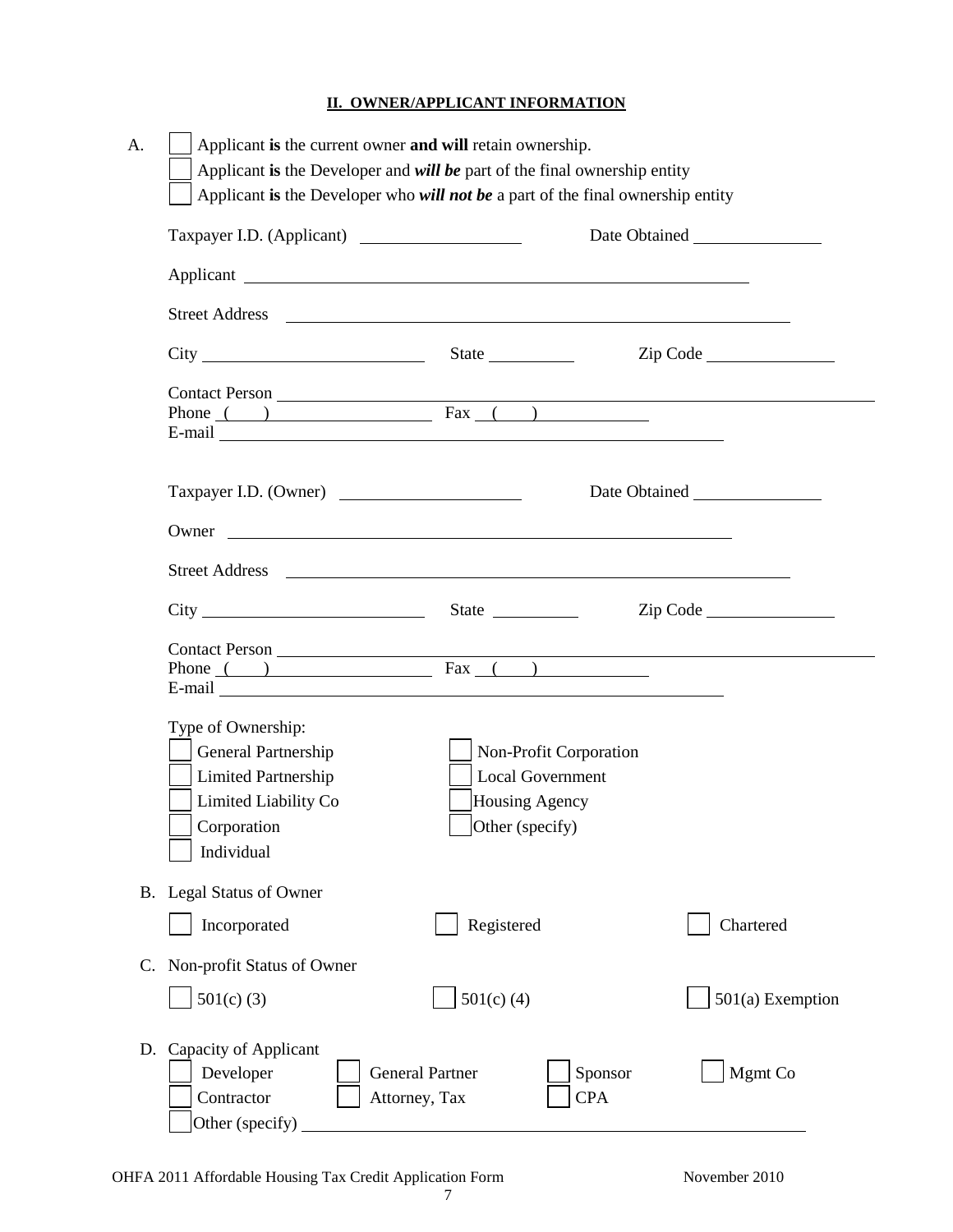## II. OWNER/APPLICANT INFORMATION

A.

- ☐ Applicant **is** the current owner **and will** retain ownership.
- ☐ Applicant **is** the Developer and ***will be*** part of the final ownership entity
- ☐ Applicant **is** the Developer who ***will not be*** a part of the final ownership entity

Taxpayer I.D. (Applicant) ____________________ Date Obtained ________________

Applicant ______________________________________________________________

Street Address ______________________________________________________________

City ____________________________ State ___________ Zip Code ________________

Contact Person ______________________________________________________________
Phone ( ) ____________________ Fax ( ) ______________
E-mail ______________________________________________________________

Taxpayer I.D. (Owner) ____________________ Date Obtained ________________

Owner ______________________________________________________________

Street Address ______________________________________________________________

City ____________________________ State ___________ Zip Code ________________

Contact Person ______________________________________________________________
Phone ( ) ____________________ Fax ( ) ______________
E-mail ______________________________________________________________

Type of Ownership:

- ☐ General Partnership
- ☐ Limited Partnership
- ☐ Limited Liability Co
- ☐ Corporation
- ☐ Individual
- ☐ Non-Profit Corporation
- ☐ Local Government
- ☐ Housing Agency
- ☐ Other (specify)

B. Legal Status of Owner

- ☐ Incorporated
- ☐ Registered
- ☐ Chartered

C. Non-profit Status of Owner

- ☐ 501(c) (3)
- ☐ 501(c) (4)
- ☐ 501(a) Exemption

D. Capacity of Applicant

- ☐ Developer
- ☐ General Partner
- ☐ Sponsor
- ☐ Mgmt Co
- ☐ Contractor
- ☐ Attorney, Tax
- ☐ CPA
- ☐ Other (specify) ______________________________________________________________

OHFA 2011 Affordable Housing Tax Credit Application Form November 2010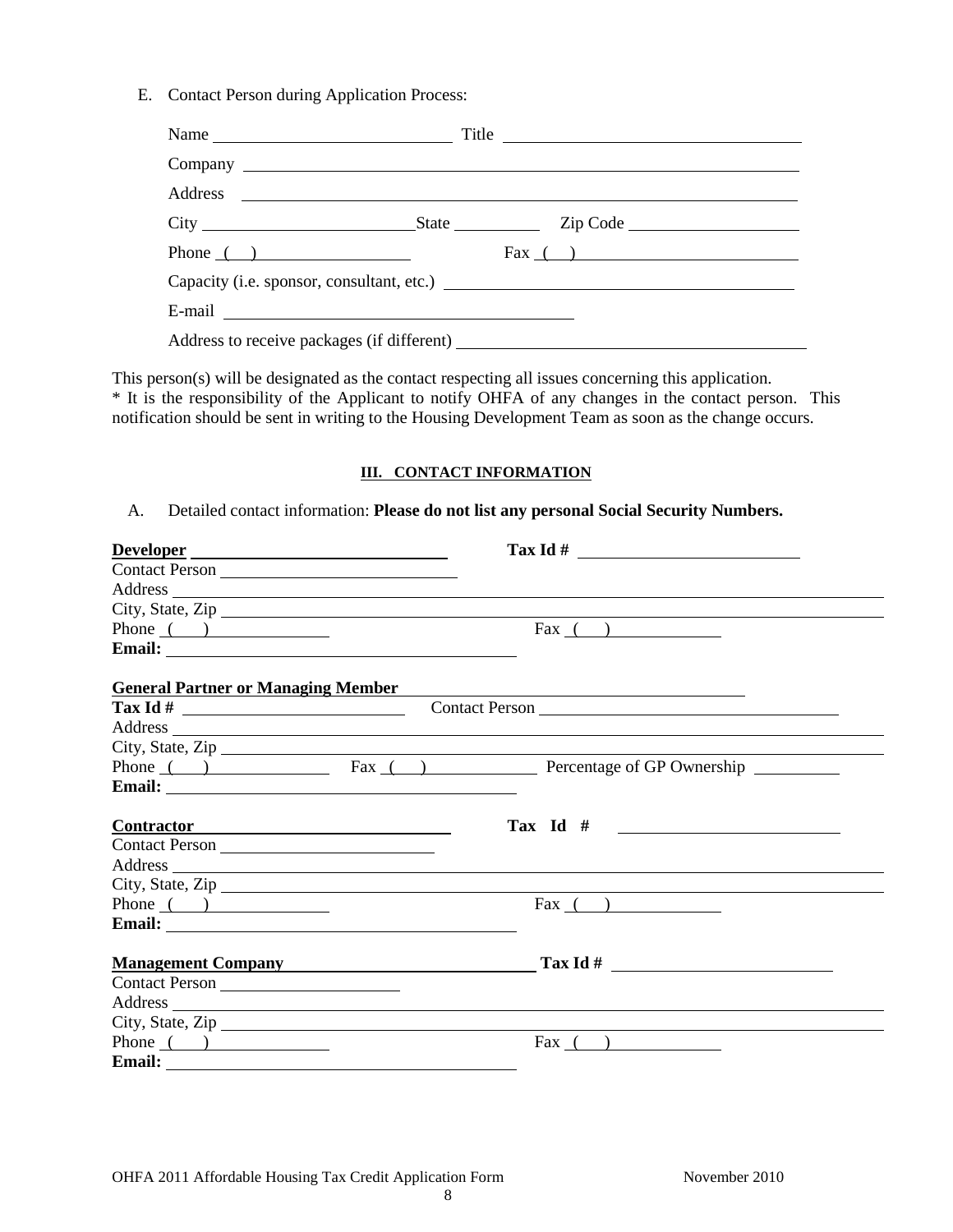E. Contact Person during Application Process:

Name ______________________ Title ______________________

Company ______________________________________________

Address ______________________________________________

City ______________________ State __________ Zip Code ______________

Phone ( ) ______________ Fax ( ) ______________

Capacity (i.e. sponsor, consultant, etc.) ______________________

E-mail ______________________

Address to receive packages (if different) ______________________

This person(s) will be designated as the contact respecting all issues concerning this application.
* It is the responsibility of the Applicant to notify OHFA of any changes in the contact person. This notification should be sent in writing to the Housing Development Team as soon as the change occurs.

## III. CONTACT INFORMATION

A. Detailed contact information: **Please do not list any personal Social Security Numbers.**

**Developer** ______________________ **Tax Id #** ______________________

Contact Person ______________________

Address ______________________________________________

City, State, Zip ______________________________________________

Phone ( ) ______________ Fax ( ) ______________

**Email:** ______________________

**General Partner or Managing Member** ______________________

**Tax Id #** ______________ Contact Person ______________________

Address ______________________________________________

City, State, Zip ______________________________________________

Phone ( ) ______________ Fax ( ) ______________ Percentage of GP Ownership __________

**Email:** ______________________

**Contractor** ______________________ **Tax Id #** ______________________

Contact Person ______________________

Address ______________________________________________

City, State, Zip ______________________________________________

Phone ( ) ______________ Fax ( ) ______________

**Email:** ______________________

**Management Company** ______________________ **Tax Id #** ______________________

Contact Person ______________________

Address ______________________________________________

City, State, Zip ______________________________________________

Phone ( ) ______________ Fax ( ) ______________

**Email:** ______________________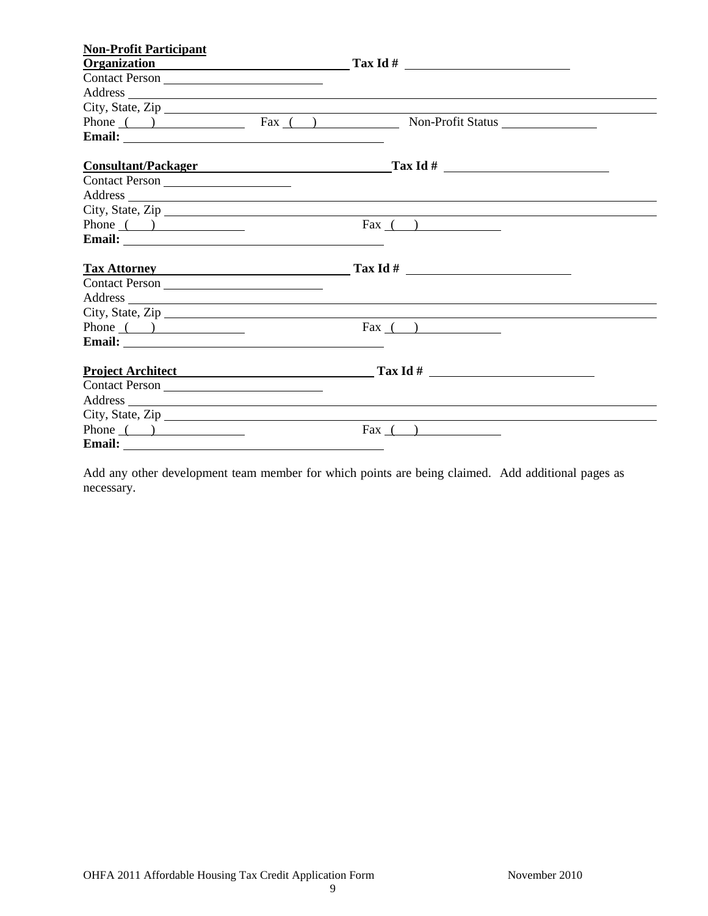**Non-Profit Participant**

**Organization** ______________________________ **Tax Id #** ______________________________

Contact Person ______________________________

Address ______________________________

City, State, Zip ______________________________

Phone ( ) ______________ Fax ( ) ______________ Non-Profit Status ______________

**Email:** ______________________________

**Consultant/Packager** ______________________________ **Tax Id #** ______________________________

Contact Person ______________________________

Address ______________________________

City, State, Zip ______________________________

Phone ( ) ______________ Fax ( ) ______________

**Email:** ______________________________

**Tax Attorney** ______________________________ **Tax Id #** ______________________________

Contact Person ______________________________

Address ______________________________

City, State, Zip ______________________________

Phone ( ) ______________ Fax ( ) ______________

**Email:** ______________________________

**Project Architect** ______________________________ **Tax Id #** ______________________________

Contact Person ______________________________

Address ______________________________

City, State, Zip ______________________________

Phone ( ) ______________ Fax ( ) ______________

**Email:** ______________________________

Add any other development team member for which points are being claimed. Add additional pages as necessary.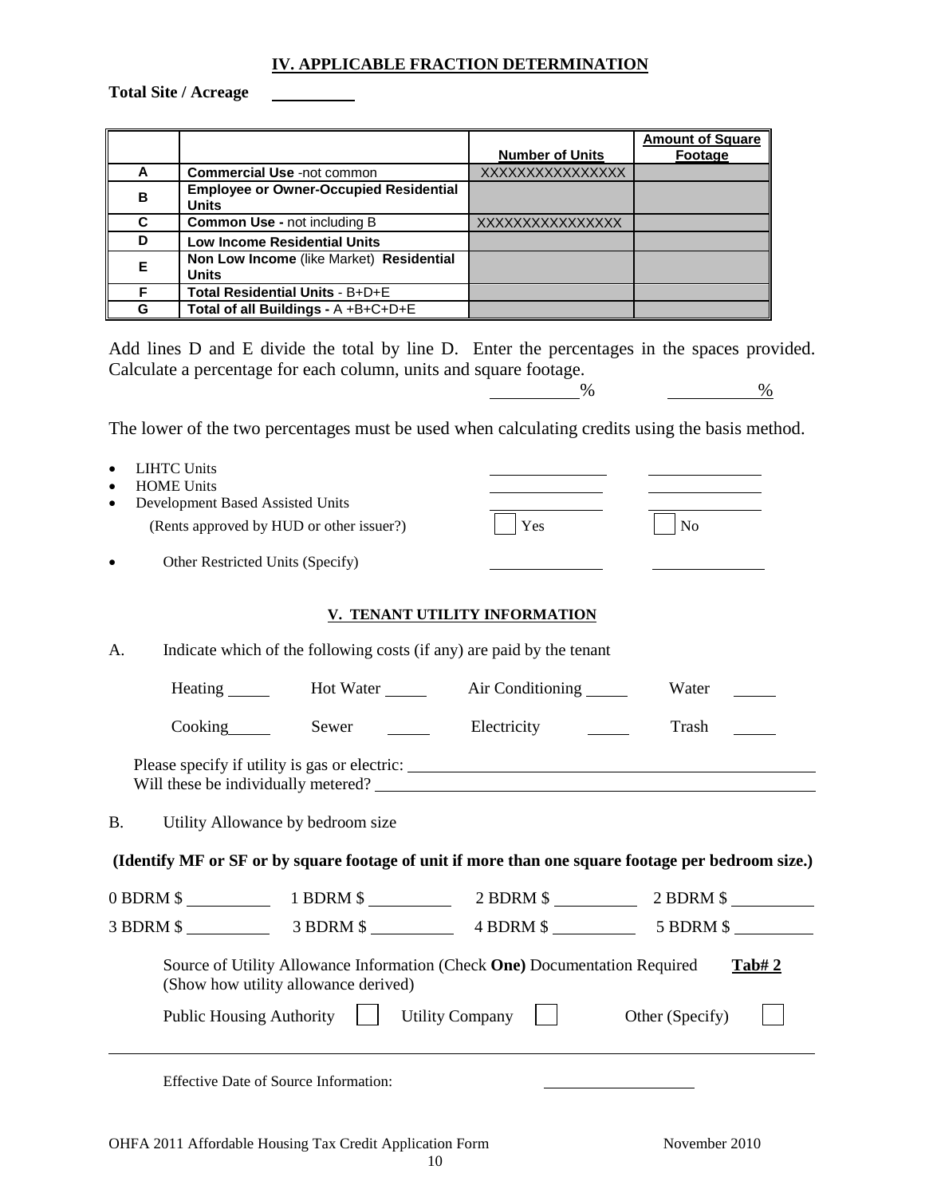## IV. APPLICABLE FRACTION DETERMINATION

**Total Site / Acreage** \_\_\_\_\_\_\_\_\_\_

| | | Number of Units | Amount of Square Footage |
|---|---|---|---|
| **A** | **Commercial Use** -not common | XXXXXXXXXXXXXXX | |
| **B** | **Employee or Owner-Occupied Residential Units** | | |
| **C** | **Common Use -** not including B | XXXXXXXXXXXXXXX | |
| **D** | **Low Income Residential Units** | | |
| **E** | **Non Low Income** (like Market) **Residential Units** | | |
| **F** | **Total Residential Units** - B+D+E | | |
| **G** | **Total of all Buildings -** A +B+C+D+E | | |

Add lines D and E divide the total by line D. Enter the percentages in the spaces provided. Calculate a percentage for each column, units and square footage.

\_\_\_\_\_\_\_\_\_\_% \_\_\_\_\_\_\_\_\_\_%

The lower of the two percentages must be used when calculating credits using the basis method.

- LIHTC Units \_\_\_\_\_\_\_\_\_\_ \_\_\_\_\_\_\_\_\_\_
- HOME Units \_\_\_\_\_\_\_\_\_\_ \_\_\_\_\_\_\_\_\_\_
- Development Based Assisted Units \_\_\_\_\_\_\_\_\_\_ \_\_\_\_\_\_\_\_\_\_
  (Rents approved by HUD or other issuer?) ☐ Yes ☐ No
- Other Restricted Units (Specify) \_\_\_\_\_\_\_\_\_\_ \_\_\_\_\_\_\_\_\_\_

## V. TENANT UTILITY INFORMATION

A. Indicate which of the following costs (if any) are paid by the tenant

Heating \_\_\_\_\_ Hot Water \_\_\_\_\_ Air Conditioning \_\_\_\_\_ Water \_\_\_\_\_

Cooking \_\_\_\_\_ Sewer \_\_\_\_\_ Electricity \_\_\_\_\_ Trash \_\_\_\_\_

Please specify if utility is gas or electric: \_\_\_\_\_\_\_\_\_\_\_\_\_\_\_\_\_\_\_\_
Will these be individually metered? \_\_\_\_\_\_\_\_\_\_\_\_\_\_\_\_\_\_\_\_

B. Utility Allowance by bedroom size

**(Identify MF or SF or by square footage of unit if more than one square footage per bedroom size.)**

0 BDRM $ \_\_\_\_\_\_\_\_\_\_ 1 BDRM $ \_\_\_\_\_\_\_\_\_\_ 2 BDRM $ \_\_\_\_\_\_\_\_\_\_ 2 BDRM $ \_\_\_\_\_\_\_\_\_\_

3 BDRM $ \_\_\_\_\_\_\_\_\_\_ 3 BDRM $ \_\_\_\_\_\_\_\_\_\_ 4 BDRM $ \_\_\_\_\_\_\_\_\_\_ 5 BDRM $ \_\_\_\_\_\_\_\_\_\_

Source of Utility Allowance Information (Check **One**) Documentation Required **Tab# 2**
(Show how utility allowance derived)

Public Housing Authority ☐ Utility Company ☐ Other (Specify) ☐

Effective Date of Source Information: \_\_\_\_\_\_\_\_\_\_\_\_\_\_\_\_\_\_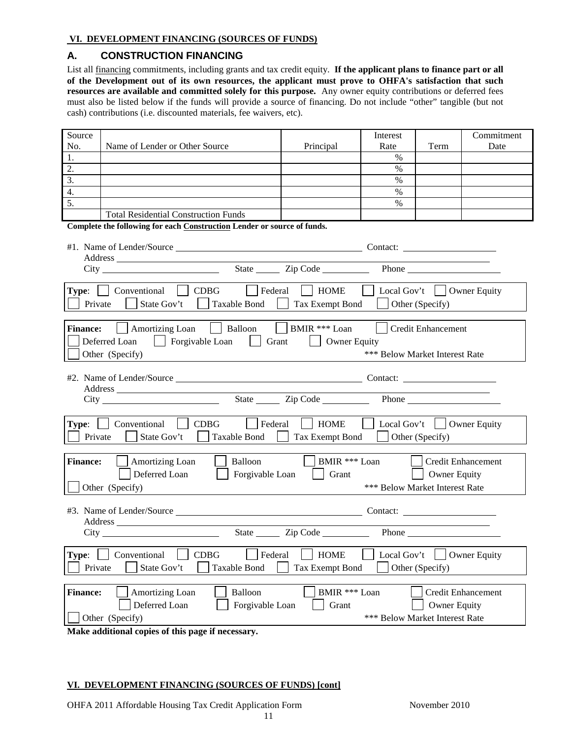**VI. DEVELOPMENT FINANCING (SOURCES OF FUNDS)**

## A. CONSTRUCTION FINANCING

List all financing commitments, including grants and tax credit equity. **If the applicant plans to finance part or all of the Development out of its own resources, the applicant must prove to OHFA's satisfaction that such resources are available and committed solely for this purpose.** Any owner equity contributions or deferred fees must also be listed below if the funds will provide a source of financing. Do not include "other" tangible (but not cash) contributions (i.e. discounted materials, fee waivers, etc).

| Source No. | Name of Lender or Other Source | Principal | Interest Rate | Term | Commitment Date |
|---|---|---|---|---|---|
| 1. | | | % | | |
| 2. | | | % | | |
| 3. | | | % | | |
| 4. | | | % | | |
| 5. | | | % | | |
| | Total Residential Construction Funds | | | | |

**Complete the following for each Construction Lender or source of funds.**

#1. Name of Lender/Source ______________________ Contact: ______________
Address ______________________________________________
City ______________ State ______ Zip Code __________ Phone ______________

**Type:** ☐ Conventional ☐ CDBG ☐ Federal ☐ HOME ☐ Local Gov't ☐ Owner Equity
☐ Private ☐ State Gov't ☐ Taxable Bond ☐ Tax Exempt Bond ☐ Other (Specify)

**Finance:** ☐ Amortizing Loan ☐ Balloon ☐ BMIR *** Loan ☐ Credit Enhancement
☐ Deferred Loan ☐ Forgivable Loan ☐ Grant ☐ Owner Equity
☐ Other (Specify) *** Below Market Interest Rate

#2. Name of Lender/Source ______________________ Contact: ______________
Address ______________________________________________
City ______________ State ______ Zip Code __________ Phone ______________

**Type:** ☐ Conventional ☐ CDBG ☐ Federal ☐ HOME ☐ Local Gov't ☐ Owner Equity
☐ Private ☐ State Gov't ☐ Taxable Bond ☐ Tax Exempt Bond ☐ Other (Specify)

**Finance:** ☐ Amortizing Loan ☐ Balloon ☐ BMIR *** Loan ☐ Credit Enhancement
☐ Deferred Loan ☐ Forgivable Loan ☐ Grant ☐ Owner Equity
☐ Other (Specify) *** Below Market Interest Rate

#3. Name of Lender/Source ______________________ Contact: ______________
Address ______________________________________________
City ______________ State ______ Zip Code __________ Phone ______________

**Type:** ☐ Conventional ☐ CDBG ☐ Federal ☐ HOME ☐ Local Gov't ☐ Owner Equity
☐ Private ☐ State Gov't ☐ Taxable Bond ☐ Tax Exempt Bond ☐ Other (Specify)

**Finance:** ☐ Amortizing Loan ☐ Balloon ☐ BMIR *** Loan ☐ Credit Enhancement
☐ Deferred Loan ☐ Forgivable Loan ☐ Grant ☐ Owner Equity
☐ Other (Specify) *** Below Market Interest Rate

**Make additional copies of this page if necessary.**

**VI. DEVELOPMENT FINANCING (SOURCES OF FUNDS) [cont]**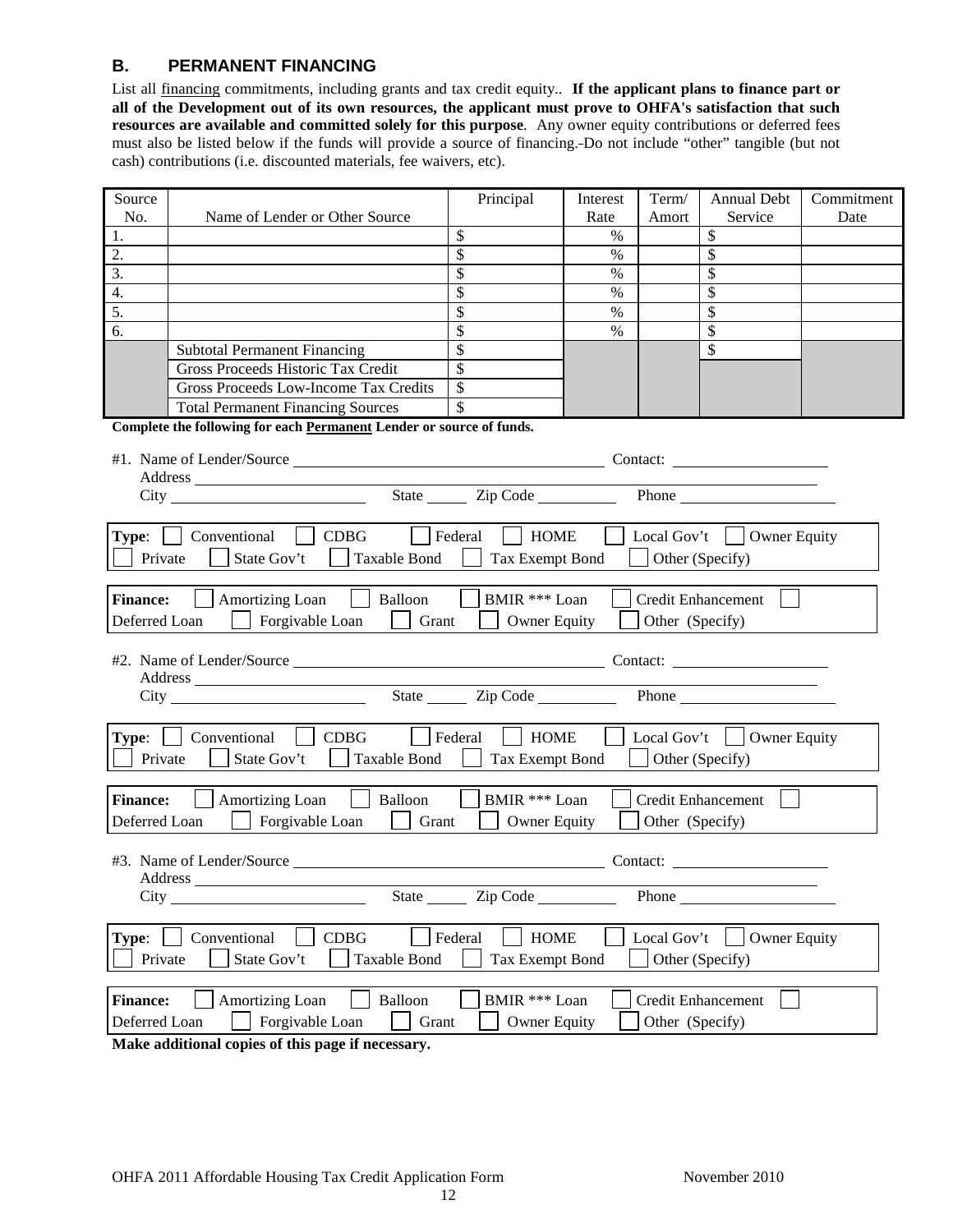## B. PERMANENT FINANCING

List all financing commitments, including grants and tax credit equity.. **If the applicant plans to finance part or all of the Development out of its own resources, the applicant must prove to OHFA's satisfaction that such resources are available and committed solely for this purpose**. Any owner equity contributions or deferred fees must also be listed below if the funds will provide a source of financing. Do not include "other" tangible (but not cash) contributions (i.e. discounted materials, fee waivers, etc).

| Source No. | Name of Lender or Other Source | Principal | Interest Rate | Term/ Amort | Annual Debt Service | Commitment Date |
|---|---|---|---|---|---|---|
| 1. | | $ | % | | $ | |
| 2. | | $ | % | | $ | |
| 3. | | $ | % | | $ | |
| 4. | | $ | % | | $ | |
| 5. | | $ | % | | $ | |
| 6. | | $ | % | | $ | |
| | Subtotal Permanent Financing | $ | | | $ | |
| | Gross Proceeds Historic Tax Credit | $ | | | | |
| | Gross Proceeds Low-Income Tax Credits | $ | | | | |
| | Total Permanent Financing Sources | $ | | | | |

**Complete the following for each Permanent Lender or source of funds.**

#1. Name of Lender/Source ______________________ Contact: ______________
Address ______________________
City ______________ State ____ Zip Code ________ Phone ______________

**Type**: ☐ Conventional ☐ CDBG ☐ Federal ☐ HOME ☐ Local Gov't ☐ Owner Equity ☐ Private ☐ State Gov't ☐ Taxable Bond ☐ Tax Exempt Bond ☐ Other (Specify)

**Finance:** ☐ Amortizing Loan ☐ Balloon ☐ BMIR *** Loan ☐ Credit Enhancement ☐ Deferred Loan ☐ Forgivable Loan ☐ Grant ☐ Owner Equity ☐ Other (Specify)

#2. Name of Lender/Source ______________________ Contact: ______________
Address ______________________
City ______________ State ____ Zip Code ________ Phone ______________

**Type**: ☐ Conventional ☐ CDBG ☐ Federal ☐ HOME ☐ Local Gov't ☐ Owner Equity ☐ Private ☐ State Gov't ☐ Taxable Bond ☐ Tax Exempt Bond ☐ Other (Specify)

**Finance:** ☐ Amortizing Loan ☐ Balloon ☐ BMIR *** Loan ☐ Credit Enhancement ☐ Deferred Loan ☐ Forgivable Loan ☐ Grant ☐ Owner Equity ☐ Other (Specify)

#3. Name of Lender/Source ______________________ Contact: ______________
Address ______________________
City ______________ State ____ Zip Code ________ Phone ______________

**Type**: ☐ Conventional ☐ CDBG ☐ Federal ☐ HOME ☐ Local Gov't ☐ Owner Equity ☐ Private ☐ State Gov't ☐ Taxable Bond ☐ Tax Exempt Bond ☐ Other (Specify)

**Finance:** ☐ Amortizing Loan ☐ Balloon ☐ BMIR *** Loan ☐ Credit Enhancement ☐ Deferred Loan ☐ Forgivable Loan ☐ Grant ☐ Owner Equity ☐ Other (Specify)

**Make additional copies of this page if necessary.**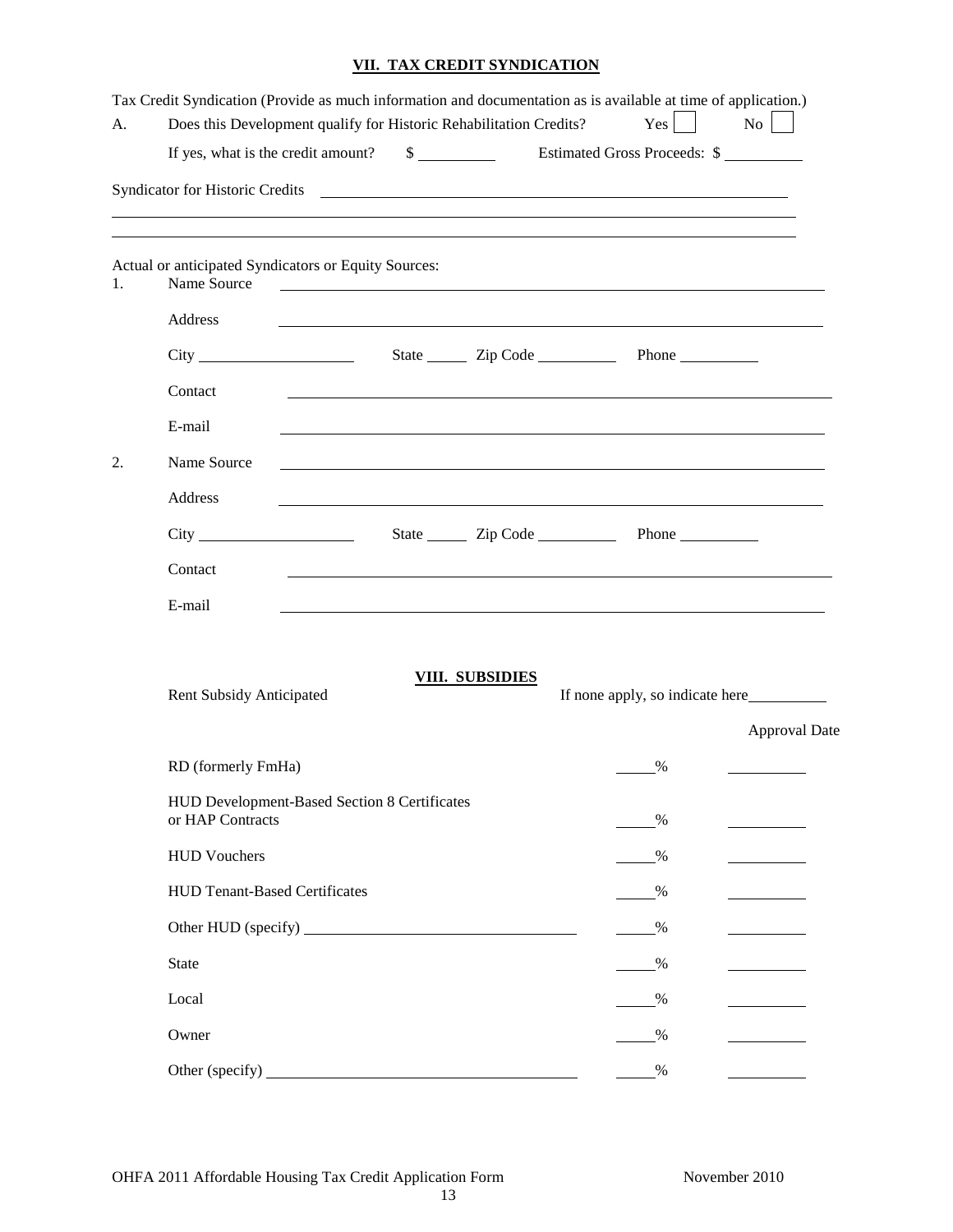## VII. TAX CREDIT SYNDICATION

Tax Credit Syndication (Provide as much information and documentation as is available at time of application.)

A. Does this Development qualify for Historic Rehabilitation Credits? Yes ☐ No ☐

If yes, what is the credit amount? $ __________ Estimated Gross Proceeds: $ __________

Syndicator for Historic Credits ____________________________________________________________

______________________________________________________________________________

______________________________________________________________________________

Actual or anticipated Syndicators or Equity Sources:

1. Name Source ____________________________________________________________

   Address ____________________________________________________________

   City ____________________ State ______ Zip Code __________ Phone __________

   Contact ____________________________________________________________

   E-mail ____________________________________________________________

2. Name Source ____________________________________________________________

   Address ____________________________________________________________

   City ____________________ State ______ Zip Code __________ Phone __________

   Contact ____________________________________________________________

   E-mail ____________________________________________________________

## VIII. SUBSIDIES

| Rent Subsidy Anticipated | If none apply, so indicate here__________ | |
|---|---|---|
| | | Approval Date |
| RD (formerly FmHa) | _____% | __________ |
| HUD Development-Based Section 8 Certificates or HAP Contracts | _____% | __________ |
| HUD Vouchers | _____% | __________ |
| HUD Tenant-Based Certificates | _____% | __________ |
| Other HUD (specify) ____________________ | _____% | __________ |
| State | _____% | __________ |
| Local | _____% | __________ |
| Owner | _____% | __________ |
| Other (specify) ____________________ | _____% | __________ |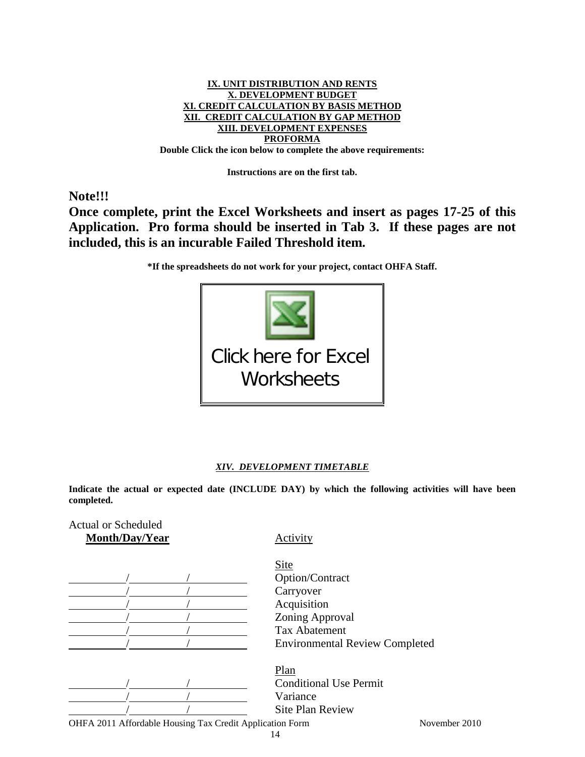**IX. UNIT DISTRIBUTION AND RENTS**
**X. DEVELOPMENT BUDGET**
**XI. CREDIT CALCULATION BY BASIS METHOD**
**XII. CREDIT CALCULATION BY GAP METHOD**
**XIII. DEVELOPMENT EXPENSES**
**PROFORMA**

**Double Click the icon below to complete the above requirements:**

**Instructions are on the first tab.**

**Note!!!**

**Once complete, print the Excel Worksheets and insert as pages 17-25 of this Application. Pro forma should be inserted in Tab 3. If these pages are not included, this is an incurable Failed Threshold item.**

**\*If the spreadsheets do not work for your project, contact OHFA Staff.**

Click here for Excel Worksheets

***XIV. DEVELOPMENT TIMETABLE***

**Indicate the actual or expected date (INCLUDE DAY) by which the following activities will have been completed.**

| Actual or Scheduled **Month/Day/Year** | Activity |
|---|---|
| | Site |
| ______/______/______ | Option/Contract |
| ______/______/______ | Carryover |
| ______/______/______ | Acquisition |
| ______/______/______ | Zoning Approval |
| ______/______/______ | Tax Abatement |
| ______/______/______ | Environmental Review Completed |
| | Plan |
| ______/______/______ | Conditional Use Permit |
| ______/______/______ | Variance |
| ______/______/______ | Site Plan Review |

OHFA 2011 Affordable Housing Tax Credit Application Form November 2010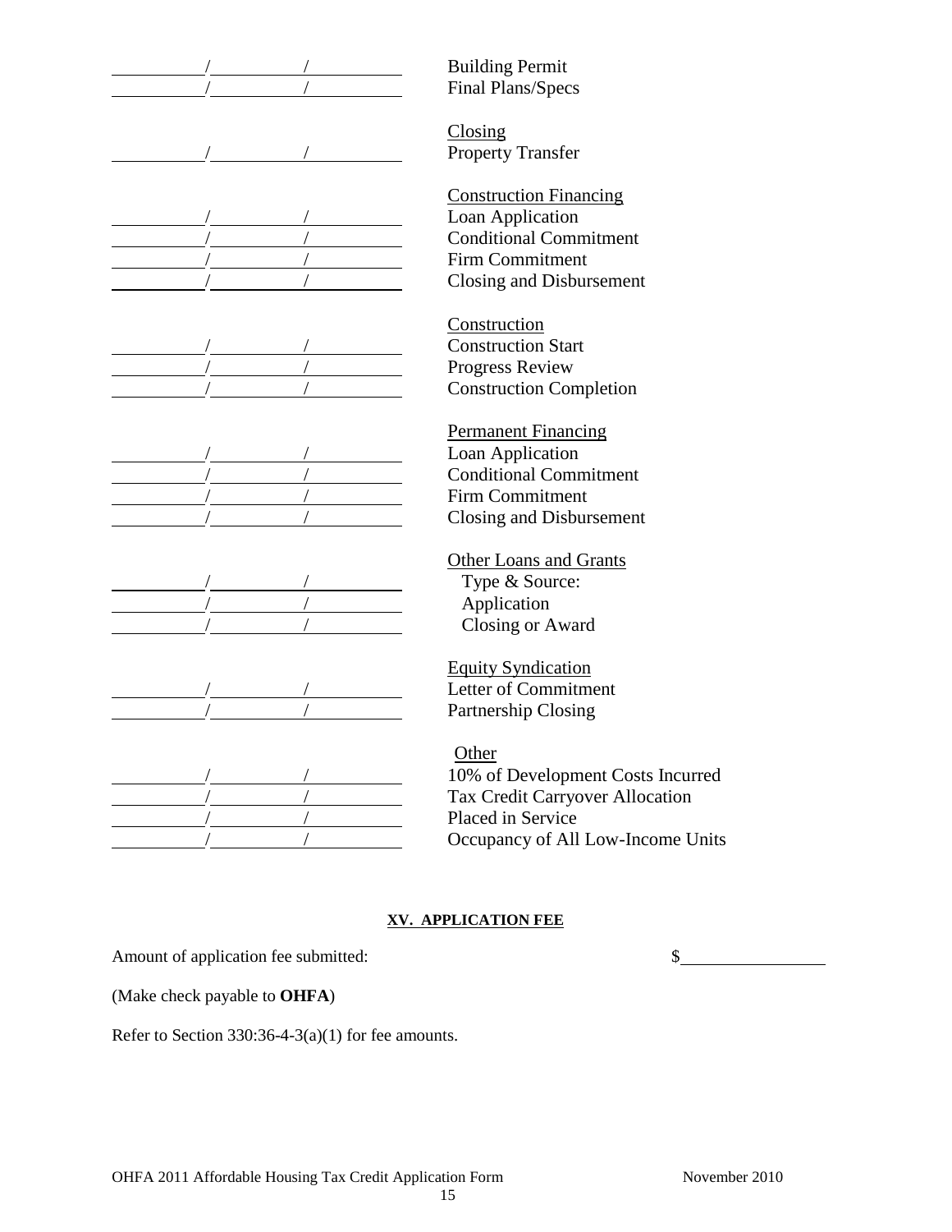| Date | Milestone |
|---|---|
| ____/____/____ | Building Permit |
| ____/____/____ | Final Plans/Specs |
| | <u>Closing</u> |
| ____/____/____ | Property Transfer |
| | <u>Construction Financing</u> |
| ____/____/____ | Loan Application |
| ____/____/____ | Conditional Commitment |
| ____/____/____ | Firm Commitment |
| ____/____/____ | Closing and Disbursement |
| | <u>Construction</u> |
| ____/____/____ | Construction Start |
| ____/____/____ | Progress Review |
| ____/____/____ | Construction Completion |
| | <u>Permanent Financing</u> |
| ____/____/____ | Loan Application |
| ____/____/____ | Conditional Commitment |
| ____/____/____ | Firm Commitment |
| ____/____/____ | Closing and Disbursement |
| | <u>Other Loans and Grants</u> |
| ____/____/____ | Type & Source: |
| ____/____/____ | Application |
| ____/____/____ | Closing or Award |
| | <u>Equity Syndication</u> |
| ____/____/____ | Letter of Commitment |
| ____/____/____ | Partnership Closing |
| | <u>Other</u> |
| ____/____/____ | 10% of Development Costs Incurred |
| ____/____/____ | Tax Credit Carryover Allocation |
| ____/____/____ | Placed in Service |
| ____/____/____ | Occupancy of All Low-Income Units |

## XV. APPLICATION FEE

Amount of application fee submitted: $________________

(Make check payable to **OHFA**)

Refer to Section 330:36-4-3(a)(1) for fee amounts.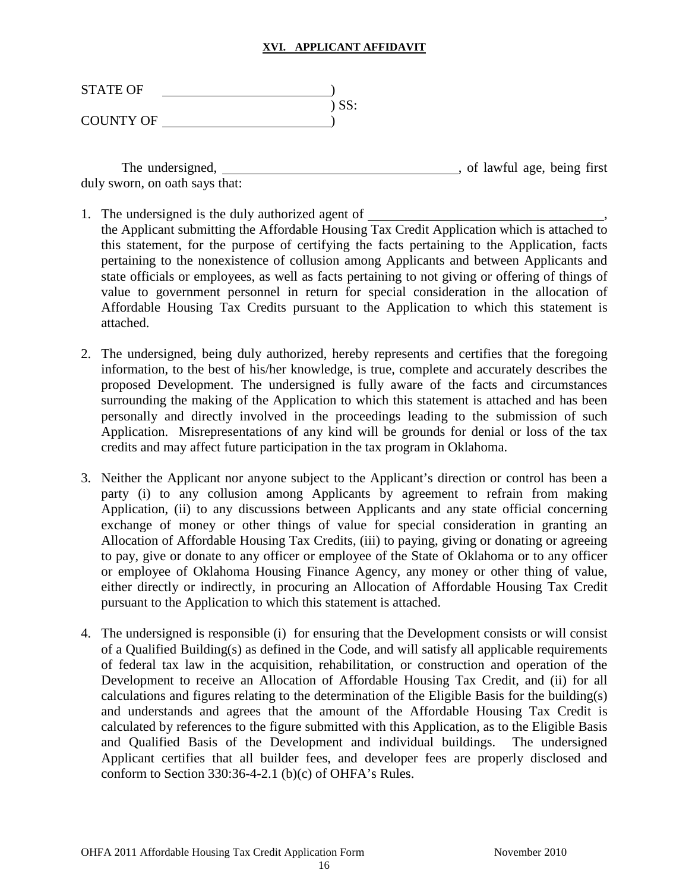## XVI. APPLICANT AFFIDAVIT

STATE OF \_\_\_\_\_\_\_\_\_\_\_\_\_\_\_\_\_\_\_\_\_\_\_\_)
) SS:
COUNTY OF \_\_\_\_\_\_\_\_\_\_\_\_\_\_\_\_\_\_\_\_\_\_\_\_)

The undersigned, \_\_\_\_\_\_\_\_\_\_\_\_\_\_\_\_\_\_\_\_\_\_\_\_\_\_\_\_\_\_\_\_\_\_, of lawful age, being first duly sworn, on oath says that:

1. The undersigned is the duly authorized agent of \_\_\_\_\_\_\_\_\_\_\_\_\_\_\_\_\_\_\_\_\_\_\_\_\_\_\_\_\_\_\_\_\_\_\_, the Applicant submitting the Affordable Housing Tax Credit Application which is attached to this statement, for the purpose of certifying the facts pertaining to the Application, facts pertaining to the nonexistence of collusion among Applicants and between Applicants and state officials or employees, as well as facts pertaining to not giving or offering of things of value to government personnel in return for special consideration in the allocation of Affordable Housing Tax Credits pursuant to the Application to which this statement is attached.

2. The undersigned, being duly authorized, hereby represents and certifies that the foregoing information, to the best of his/her knowledge, is true, complete and accurately describes the proposed Development. The undersigned is fully aware of the facts and circumstances surrounding the making of the Application to which this statement is attached and has been personally and directly involved in the proceedings leading to the submission of such Application. Misrepresentations of any kind will be grounds for denial or loss of the tax credits and may affect future participation in the tax program in Oklahoma.

3. Neither the Applicant nor anyone subject to the Applicant's direction or control has been a party (i) to any collusion among Applicants by agreement to refrain from making Application, (ii) to any discussions between Applicants and any state official concerning exchange of money or other things of value for special consideration in granting an Allocation of Affordable Housing Tax Credits, (iii) to paying, giving or donating or agreeing to pay, give or donate to any officer or employee of the State of Oklahoma or to any officer or employee of Oklahoma Housing Finance Agency, any money or other thing of value, either directly or indirectly, in procuring an Allocation of Affordable Housing Tax Credit pursuant to the Application to which this statement is attached.

4. The undersigned is responsible (i) for ensuring that the Development consists or will consist of a Qualified Building(s) as defined in the Code, and will satisfy all applicable requirements of federal tax law in the acquisition, rehabilitation, or construction and operation of the Development to receive an Allocation of Affordable Housing Tax Credit, and (ii) for all calculations and figures relating to the determination of the Eligible Basis for the building(s) and understands and agrees that the amount of the Affordable Housing Tax Credit is calculated by references to the figure submitted with this Application, as to the Eligible Basis and Qualified Basis of the Development and individual buildings. The undersigned Applicant certifies that all builder fees, and developer fees are properly disclosed and conform to Section 330:36-4-2.1 (b)(c) of OHFA's Rules.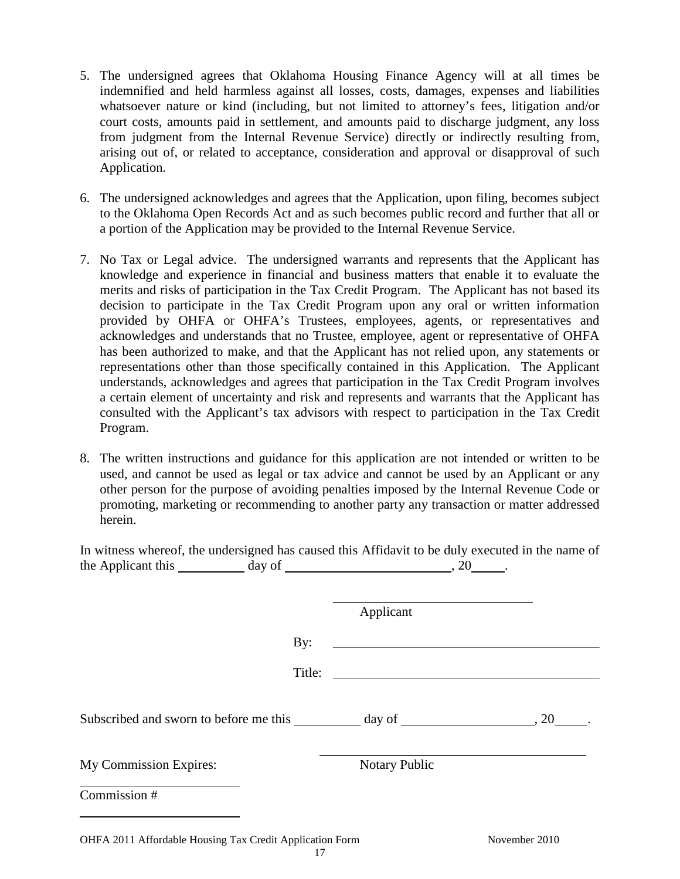5. The undersigned agrees that Oklahoma Housing Finance Agency will at all times be indemnified and held harmless against all losses, costs, damages, expenses and liabilities whatsoever nature or kind (including, but not limited to attorney's fees, litigation and/or court costs, amounts paid in settlement, and amounts paid to discharge judgment, any loss from judgment from the Internal Revenue Service) directly or indirectly resulting from, arising out of, or related to acceptance, consideration and approval or disapproval of such Application.

6. The undersigned acknowledges and agrees that the Application, upon filing, becomes subject to the Oklahoma Open Records Act and as such becomes public record and further that all or a portion of the Application may be provided to the Internal Revenue Service.

7. No Tax or Legal advice. The undersigned warrants and represents that the Applicant has knowledge and experience in financial and business matters that enable it to evaluate the merits and risks of participation in the Tax Credit Program. The Applicant has not based its decision to participate in the Tax Credit Program upon any oral or written information provided by OHFA or OHFA's Trustees, employees, agents, or representatives and acknowledges and understands that no Trustee, employee, agent or representative of OHFA has been authorized to make, and that the Applicant has not relied upon, any statements or representations other than those specifically contained in this Application. The Applicant understands, acknowledges and agrees that participation in the Tax Credit Program involves a certain element of uncertainty and risk and represents and warrants that the Applicant has consulted with the Applicant's tax advisors with respect to participation in the Tax Credit Program.

8. The written instructions and guidance for this application are not intended or written to be used, and cannot be used as legal or tax advice and cannot be used by an Applicant or any other person for the purpose of avoiding penalties imposed by the Internal Revenue Code or promoting, marketing or recommending to another party any transaction or matter addressed herein.

In witness whereof, the undersigned has caused this Affidavit to be duly executed in the name of the Applicant this ________ day of ______________________, 20_____.

______________________________
Applicant

By: ______________________________

Title: ______________________________

Subscribed and sworn to before me this ________ day of __________________, 20_____.

My Commission Expires: ______________________________
Notary Public

______________________
Commission #

______________________

OHFA 2011 Affordable Housing Tax Credit Application Form November 2010